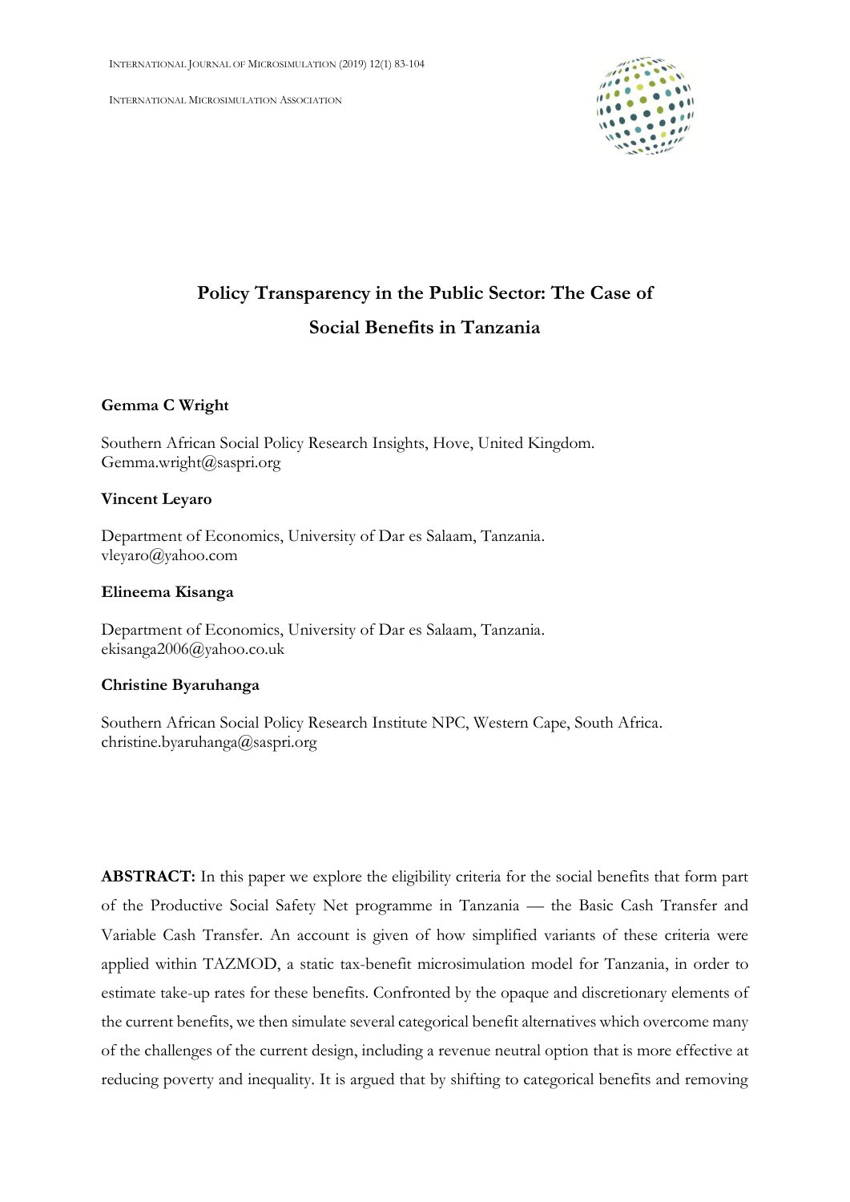# Policy Transparency in the Public Sector: The Case of Social Benefits in Tanzania

**Gemma C Wright**

Southern African Social Policy Research Insights, Hove, United Kingdom.
Gemma.wright@saspri.org

**Vincent Leyaro**

Department of Economics, University of Dar es Salaam, Tanzania.
vleyaro@yahoo.com

**Elineema Kisanga**

Department of Economics, University of Dar es Salaam, Tanzania.
ekisanga2006@yahoo.co.uk

**Christine Byaruhanga**

Southern African Social Policy Research Institute NPC, Western Cape, South Africa.
christine.byaruhanga@saspri.org

**ABSTRACT:** In this paper we explore the eligibility criteria for the social benefits that form part of the Productive Social Safety Net programme in Tanzania — the Basic Cash Transfer and Variable Cash Transfer. An account is given of how simplified variants of these criteria were applied within TAZMOD, a static tax-benefit microsimulation model for Tanzania, in order to estimate take-up rates for these benefits. Confronted by the opaque and discretionary elements of the current benefits, we then simulate several categorical benefit alternatives which overcome many of the challenges of the current design, including a revenue neutral option that is more effective at reducing poverty and inequality. It is argued that by shifting to categorical benefits and removing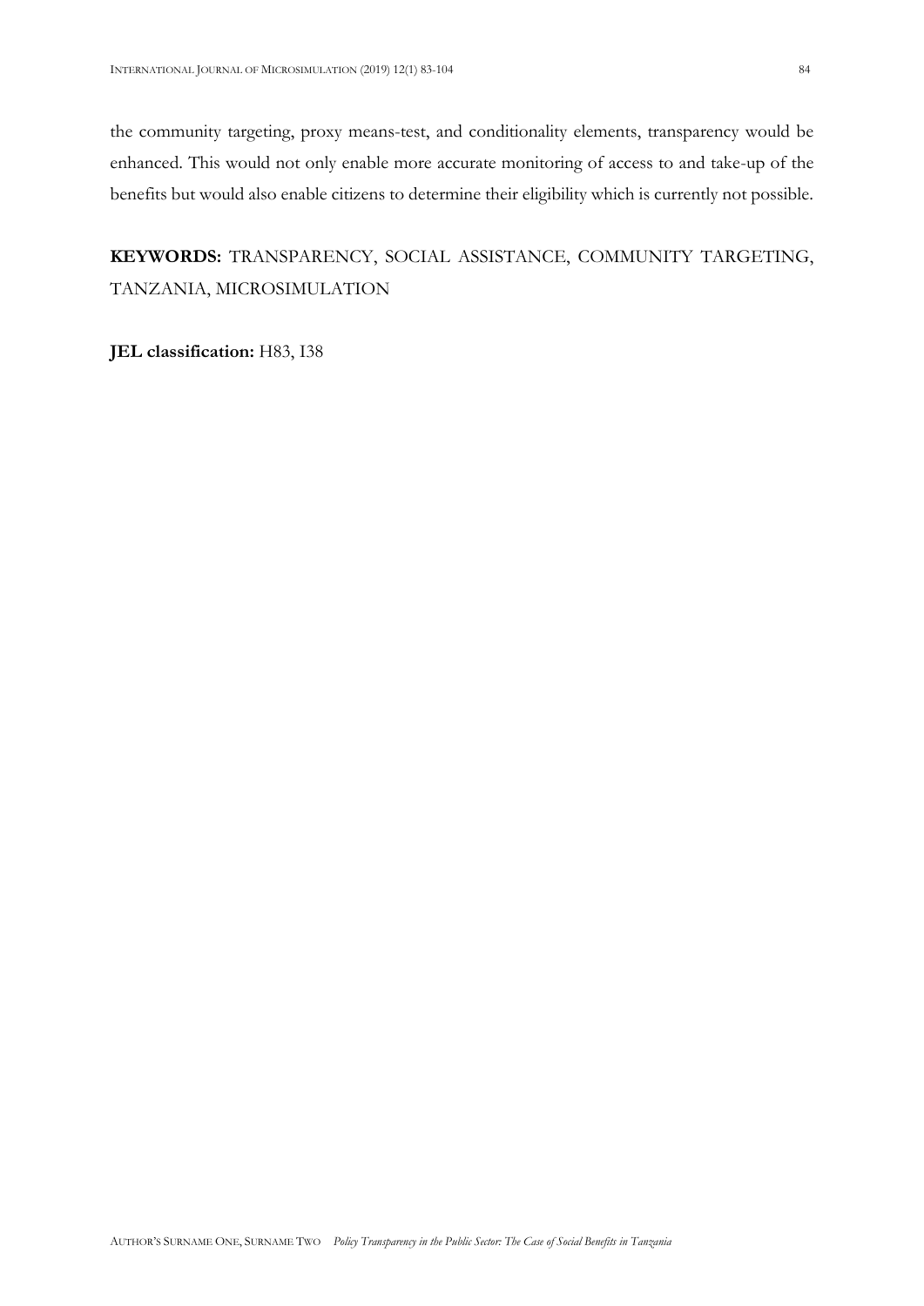the community targeting, proxy means-test, and conditionality elements, transparency would be enhanced. This would not only enable more accurate monitoring of access to and take-up of the benefits but would also enable citizens to determine their eligibility which is currently not possible.

**KEYWORDS:** TRANSPARENCY, SOCIAL ASSISTANCE, COMMUNITY TARGETING, TANZANIA, MICROSIMULATION

**JEL classification:** H83, I38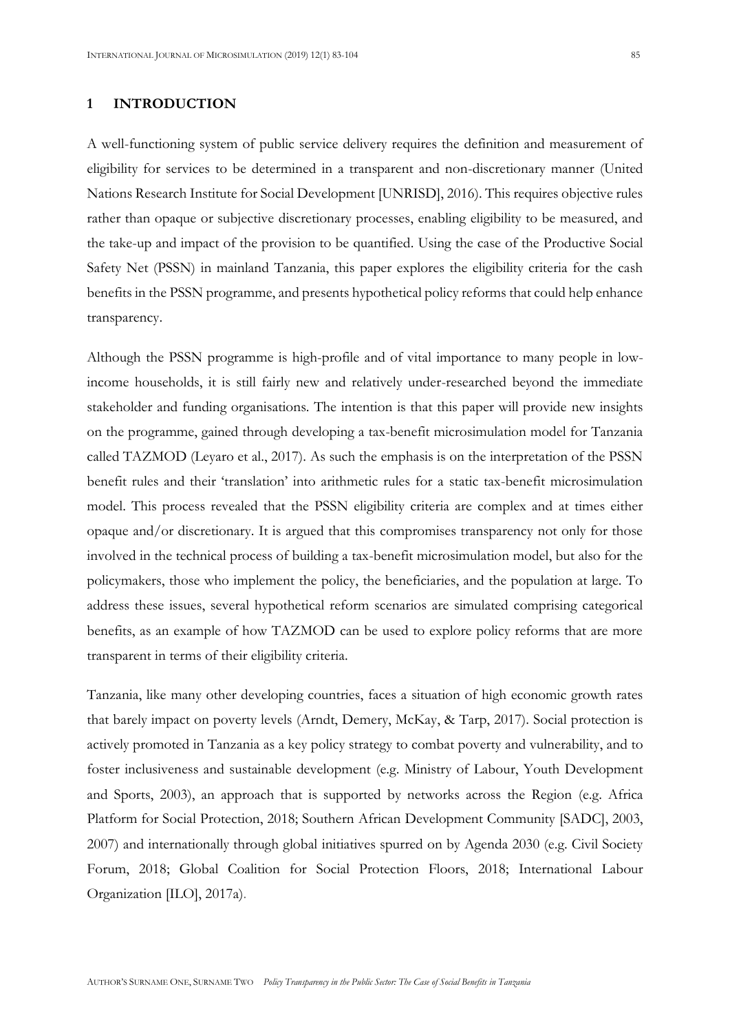## 1 INTRODUCTION

A well-functioning system of public service delivery requires the definition and measurement of eligibility for services to be determined in a transparent and non-discretionary manner (United Nations Research Institute for Social Development [UNRISD], 2016). This requires objective rules rather than opaque or subjective discretionary processes, enabling eligibility to be measured, and the take-up and impact of the provision to be quantified. Using the case of the Productive Social Safety Net (PSSN) in mainland Tanzania, this paper explores the eligibility criteria for the cash benefits in the PSSN programme, and presents hypothetical policy reforms that could help enhance transparency.

Although the PSSN programme is high-profile and of vital importance to many people in low-income households, it is still fairly new and relatively under-researched beyond the immediate stakeholder and funding organisations. The intention is that this paper will provide new insights on the programme, gained through developing a tax-benefit microsimulation model for Tanzania called TAZMOD (Leyaro et al., 2017). As such the emphasis is on the interpretation of the PSSN benefit rules and their 'translation' into arithmetic rules for a static tax-benefit microsimulation model. This process revealed that the PSSN eligibility criteria are complex and at times either opaque and/or discretionary. It is argued that this compromises transparency not only for those involved in the technical process of building a tax-benefit microsimulation model, but also for the policymakers, those who implement the policy, the beneficiaries, and the population at large. To address these issues, several hypothetical reform scenarios are simulated comprising categorical benefits, as an example of how TAZMOD can be used to explore policy reforms that are more transparent in terms of their eligibility criteria.

Tanzania, like many other developing countries, faces a situation of high economic growth rates that barely impact on poverty levels (Arndt, Demery, McKay, & Tarp, 2017). Social protection is actively promoted in Tanzania as a key policy strategy to combat poverty and vulnerability, and to foster inclusiveness and sustainable development (e.g. Ministry of Labour, Youth Development and Sports, 2003), an approach that is supported by networks across the Region (e.g. Africa Platform for Social Protection, 2018; Southern African Development Community [SADC], 2003, 2007) and internationally through global initiatives spurred on by Agenda 2030 (e.g. Civil Society Forum, 2018; Global Coalition for Social Protection Floors, 2018; International Labour Organization [ILO], 2017a).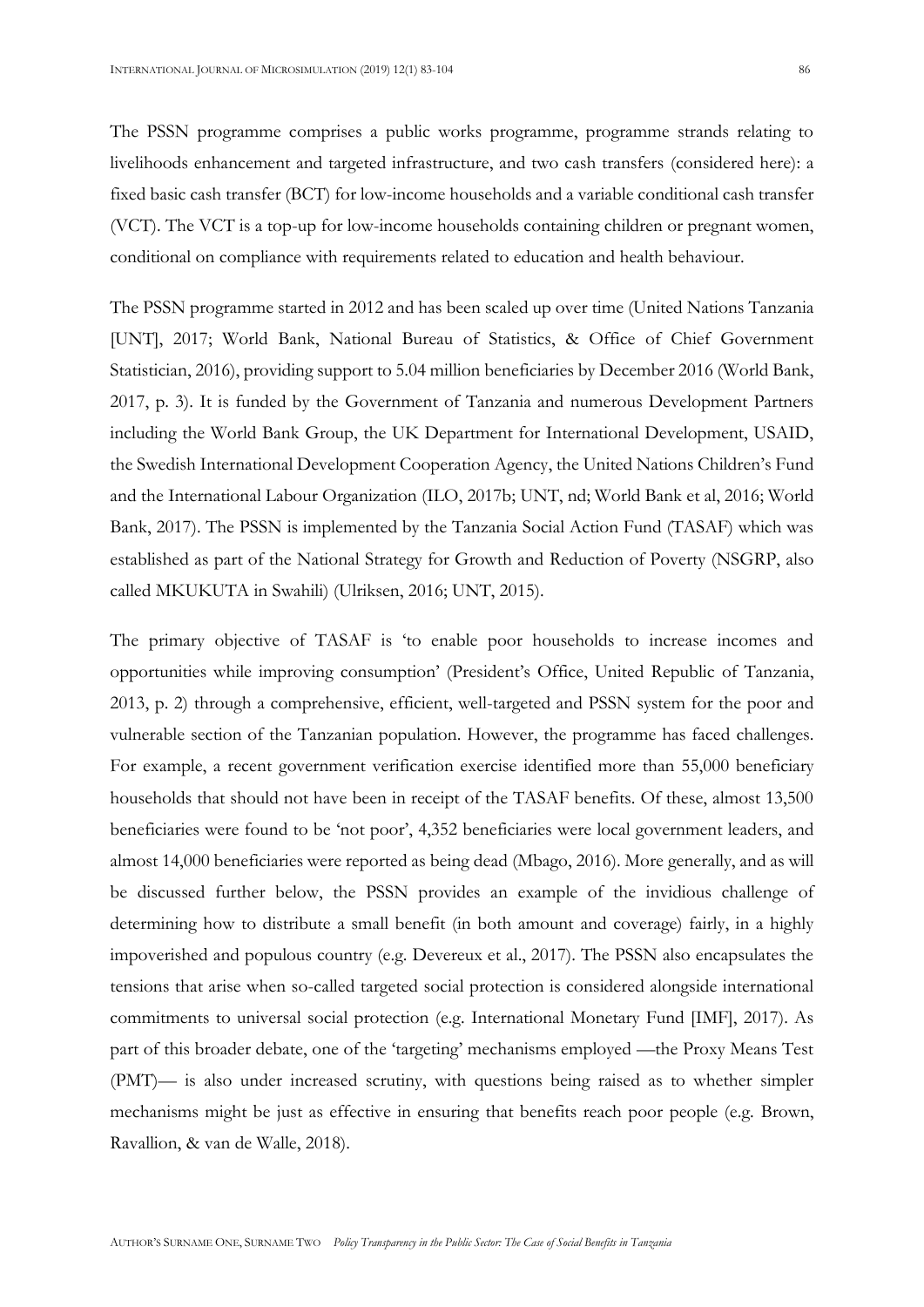The PSSN programme comprises a public works programme, programme strands relating to livelihoods enhancement and targeted infrastructure, and two cash transfers (considered here): a fixed basic cash transfer (BCT) for low-income households and a variable conditional cash transfer (VCT). The VCT is a top-up for low-income households containing children or pregnant women, conditional on compliance with requirements related to education and health behaviour.

The PSSN programme started in 2012 and has been scaled up over time (United Nations Tanzania [UNT], 2017; World Bank, National Bureau of Statistics, & Office of Chief Government Statistician, 2016), providing support to 5.04 million beneficiaries by December 2016 (World Bank, 2017, p. 3). It is funded by the Government of Tanzania and numerous Development Partners including the World Bank Group, the UK Department for International Development, USAID, the Swedish International Development Cooperation Agency, the United Nations Children's Fund and the International Labour Organization (ILO, 2017b; UNT, nd; World Bank et al, 2016; World Bank, 2017). The PSSN is implemented by the Tanzania Social Action Fund (TASAF) which was established as part of the National Strategy for Growth and Reduction of Poverty (NSGRP, also called MKUKUTA in Swahili) (Ulriksen, 2016; UNT, 2015).

The primary objective of TASAF is 'to enable poor households to increase incomes and opportunities while improving consumption' (President's Office, United Republic of Tanzania, 2013, p. 2) through a comprehensive, efficient, well-targeted and PSSN system for the poor and vulnerable section of the Tanzanian population. However, the programme has faced challenges. For example, a recent government verification exercise identified more than 55,000 beneficiary households that should not have been in receipt of the TASAF benefits. Of these, almost 13,500 beneficiaries were found to be 'not poor', 4,352 beneficiaries were local government leaders, and almost 14,000 beneficiaries were reported as being dead (Mbago, 2016). More generally, and as will be discussed further below, the PSSN provides an example of the invidious challenge of determining how to distribute a small benefit (in both amount and coverage) fairly, in a highly impoverished and populous country (e.g. Devereux et al., 2017). The PSSN also encapsulates the tensions that arise when so-called targeted social protection is considered alongside international commitments to universal social protection (e.g. International Monetary Fund [IMF], 2017). As part of this broader debate, one of the 'targeting' mechanisms employed —the Proxy Means Test (PMT)— is also under increased scrutiny, with questions being raised as to whether simpler mechanisms might be just as effective in ensuring that benefits reach poor people (e.g. Brown, Ravallion, & van de Walle, 2018).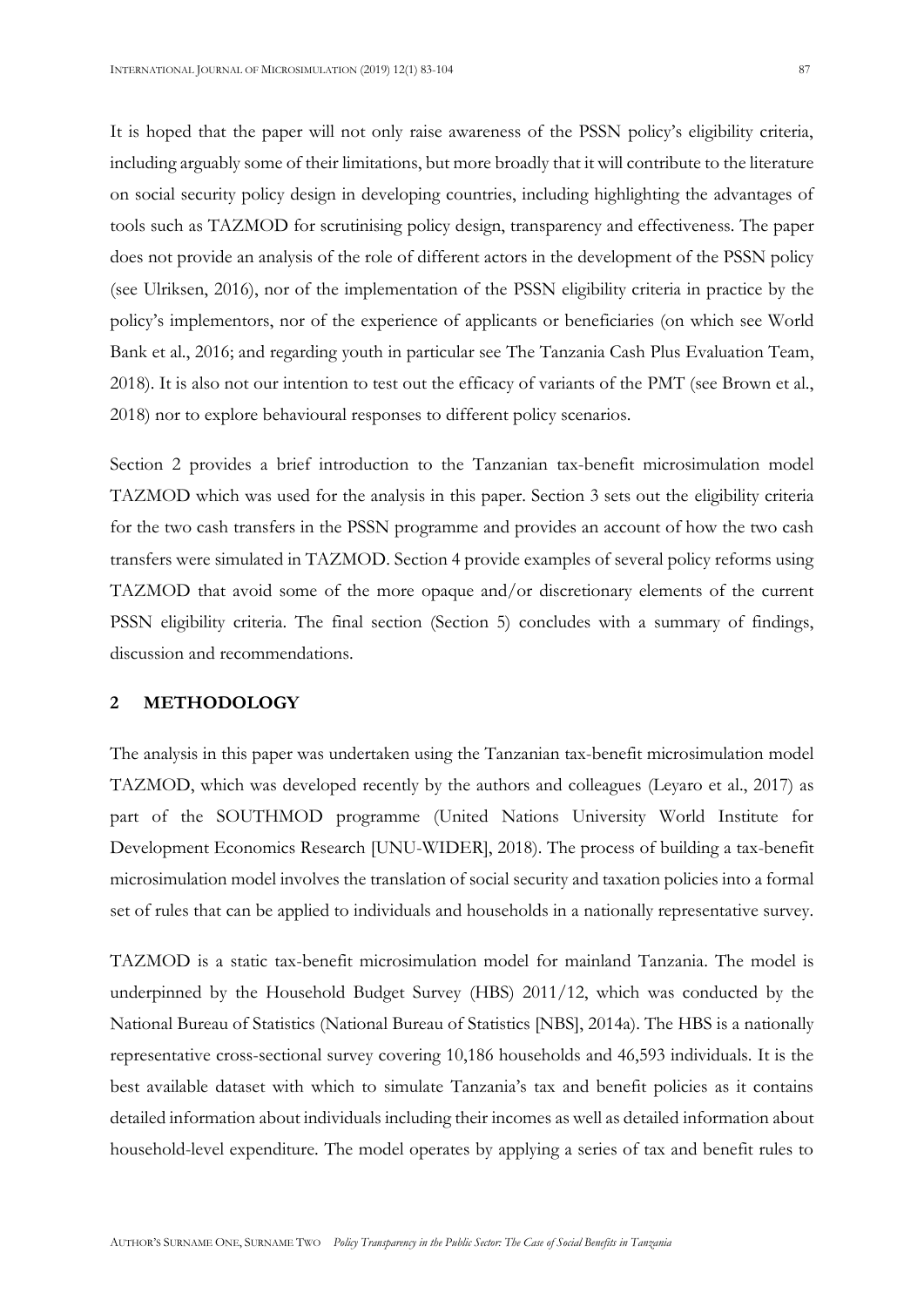It is hoped that the paper will not only raise awareness of the PSSN policy's eligibility criteria, including arguably some of their limitations, but more broadly that it will contribute to the literature on social security policy design in developing countries, including highlighting the advantages of tools such as TAZMOD for scrutinising policy design, transparency and effectiveness. The paper does not provide an analysis of the role of different actors in the development of the PSSN policy (see Ulriksen, 2016), nor of the implementation of the PSSN eligibility criteria in practice by the policy's implementors, nor of the experience of applicants or beneficiaries (on which see World Bank et al., 2016; and regarding youth in particular see The Tanzania Cash Plus Evaluation Team, 2018). It is also not our intention to test out the efficacy of variants of the PMT (see Brown et al., 2018) nor to explore behavioural responses to different policy scenarios.

Section 2 provides a brief introduction to the Tanzanian tax-benefit microsimulation model TAZMOD which was used for the analysis in this paper. Section 3 sets out the eligibility criteria for the two cash transfers in the PSSN programme and provides an account of how the two cash transfers were simulated in TAZMOD. Section 4 provide examples of several policy reforms using TAZMOD that avoid some of the more opaque and/or discretionary elements of the current PSSN eligibility criteria. The final section (Section 5) concludes with a summary of findings, discussion and recommendations.

## 2 METHODOLOGY

The analysis in this paper was undertaken using the Tanzanian tax-benefit microsimulation model TAZMOD, which was developed recently by the authors and colleagues (Leyaro et al., 2017) as part of the SOUTHMOD programme (United Nations University World Institute for Development Economics Research [UNU-WIDER], 2018). The process of building a tax-benefit microsimulation model involves the translation of social security and taxation policies into a formal set of rules that can be applied to individuals and households in a nationally representative survey.

TAZMOD is a static tax-benefit microsimulation model for mainland Tanzania. The model is underpinned by the Household Budget Survey (HBS) 2011/12, which was conducted by the National Bureau of Statistics (National Bureau of Statistics [NBS], 2014a). The HBS is a nationally representative cross-sectional survey covering 10,186 households and 46,593 individuals. It is the best available dataset with which to simulate Tanzania's tax and benefit policies as it contains detailed information about individuals including their incomes as well as detailed information about household-level expenditure. The model operates by applying a series of tax and benefit rules to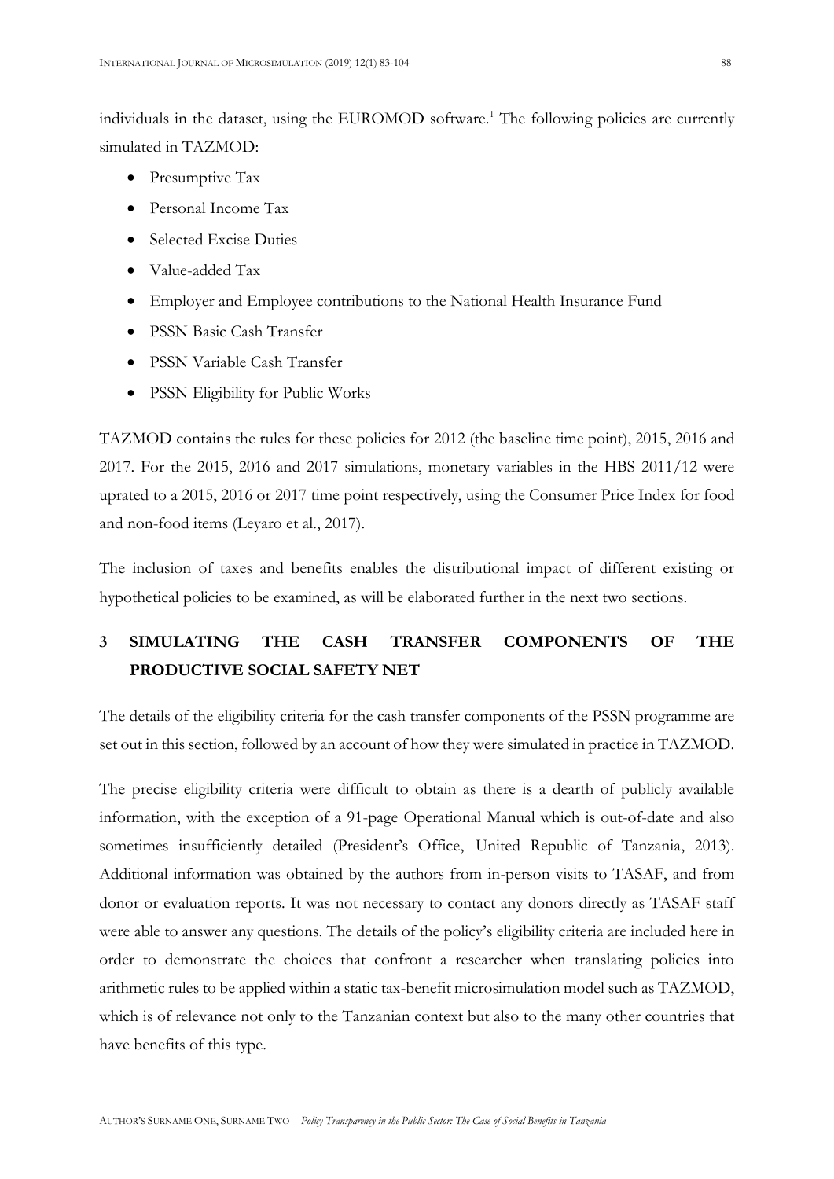individuals in the dataset, using the EUROMOD software.[1] The following policies are currently simulated in TAZMOD:

- Presumptive Tax
- Personal Income Tax
- Selected Excise Duties
- Value-added Tax
- Employer and Employee contributions to the National Health Insurance Fund
- PSSN Basic Cash Transfer
- PSSN Variable Cash Transfer
- PSSN Eligibility for Public Works

TAZMOD contains the rules for these policies for 2012 (the baseline time point), 2015, 2016 and 2017. For the 2015, 2016 and 2017 simulations, monetary variables in the HBS 2011/12 were uprated to a 2015, 2016 or 2017 time point respectively, using the Consumer Price Index for food and non-food items (Leyaro et al., 2017).

The inclusion of taxes and benefits enables the distributional impact of different existing or hypothetical policies to be examined, as will be elaborated further in the next two sections.

## 3 SIMULATING THE CASH TRANSFER COMPONENTS OF THE PRODUCTIVE SOCIAL SAFETY NET

The details of the eligibility criteria for the cash transfer components of the PSSN programme are set out in this section, followed by an account of how they were simulated in practice in TAZMOD.

The precise eligibility criteria were difficult to obtain as there is a dearth of publicly available information, with the exception of a 91-page Operational Manual which is out-of-date and also sometimes insufficiently detailed (President's Office, United Republic of Tanzania, 2013). Additional information was obtained by the authors from in-person visits to TASAF, and from donor or evaluation reports. It was not necessary to contact any donors directly as TASAF staff were able to answer any questions. The details of the policy's eligibility criteria are included here in order to demonstrate the choices that confront a researcher when translating policies into arithmetic rules to be applied within a static tax-benefit microsimulation model such as TAZMOD, which is of relevance not only to the Tanzanian context but also to the many other countries that have benefits of this type.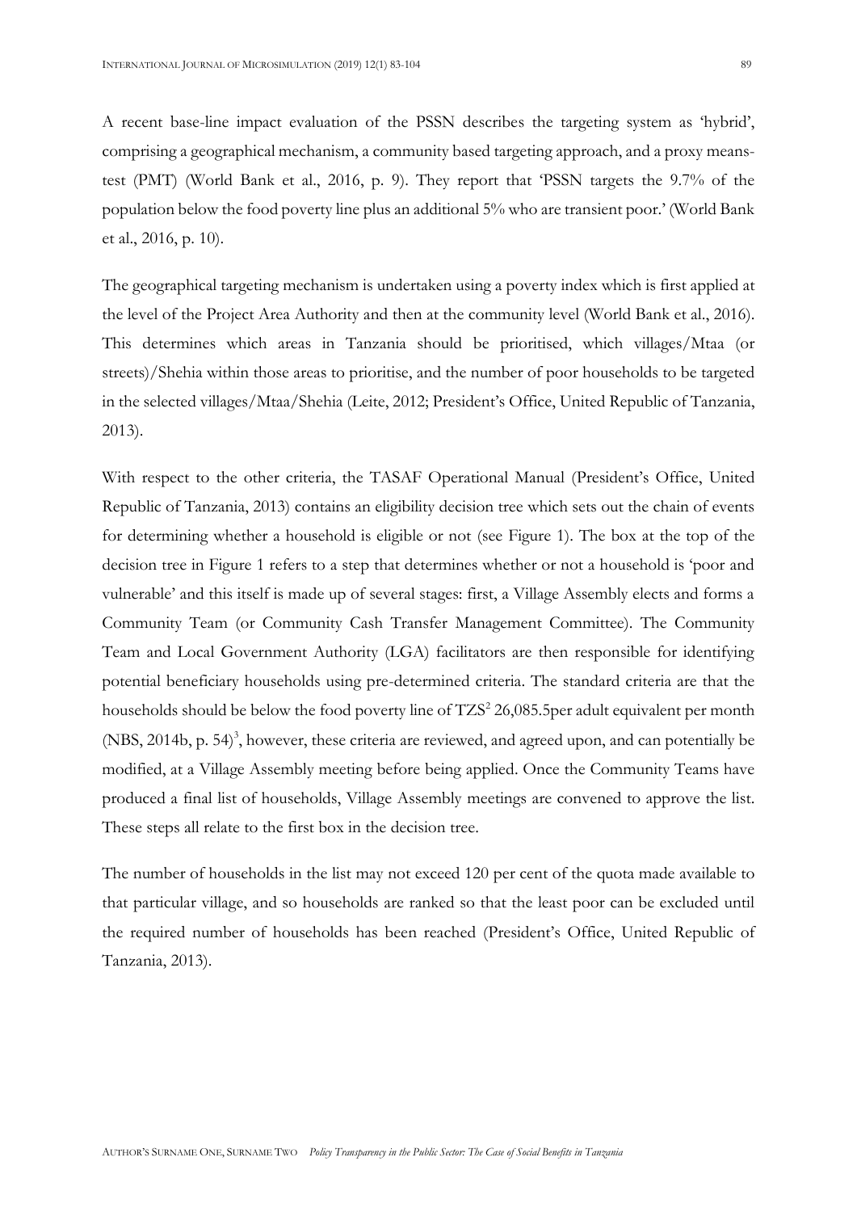A recent base-line impact evaluation of the PSSN describes the targeting system as 'hybrid', comprising a geographical mechanism, a community based targeting approach, and a proxy means-test (PMT) (World Bank et al., 2016, p. 9). They report that 'PSSN targets the 9.7% of the population below the food poverty line plus an additional 5% who are transient poor.' (World Bank et al., 2016, p. 10).

The geographical targeting mechanism is undertaken using a poverty index which is first applied at the level of the Project Area Authority and then at the community level (World Bank et al., 2016). This determines which areas in Tanzania should be prioritised, which villages/Mtaa (or streets)/Shehia within those areas to prioritise, and the number of poor households to be targeted in the selected villages/Mtaa/Shehia (Leite, 2012; President's Office, United Republic of Tanzania, 2013).

With respect to the other criteria, the TASAF Operational Manual (President's Office, United Republic of Tanzania, 2013) contains an eligibility decision tree which sets out the chain of events for determining whether a household is eligible or not (see Figure 1). The box at the top of the decision tree in Figure 1 refers to a step that determines whether or not a household is 'poor and vulnerable' and this itself is made up of several stages: first, a Village Assembly elects and forms a Community Team (or Community Cash Transfer Management Committee). The Community Team and Local Government Authority (LGA) facilitators are then responsible for identifying potential beneficiary households using pre-determined criteria. The standard criteria are that the households should be below the food poverty line of TZS[2] 26,085.5per adult equivalent per month (NBS, 2014b, p. 54)[3], however, these criteria are reviewed, and agreed upon, and can potentially be modified, at a Village Assembly meeting before being applied. Once the Community Teams have produced a final list of households, Village Assembly meetings are convened to approve the list. These steps all relate to the first box in the decision tree.

The number of households in the list may not exceed 120 per cent of the quota made available to that particular village, and so households are ranked so that the least poor can be excluded until the required number of households has been reached (President's Office, United Republic of Tanzania, 2013).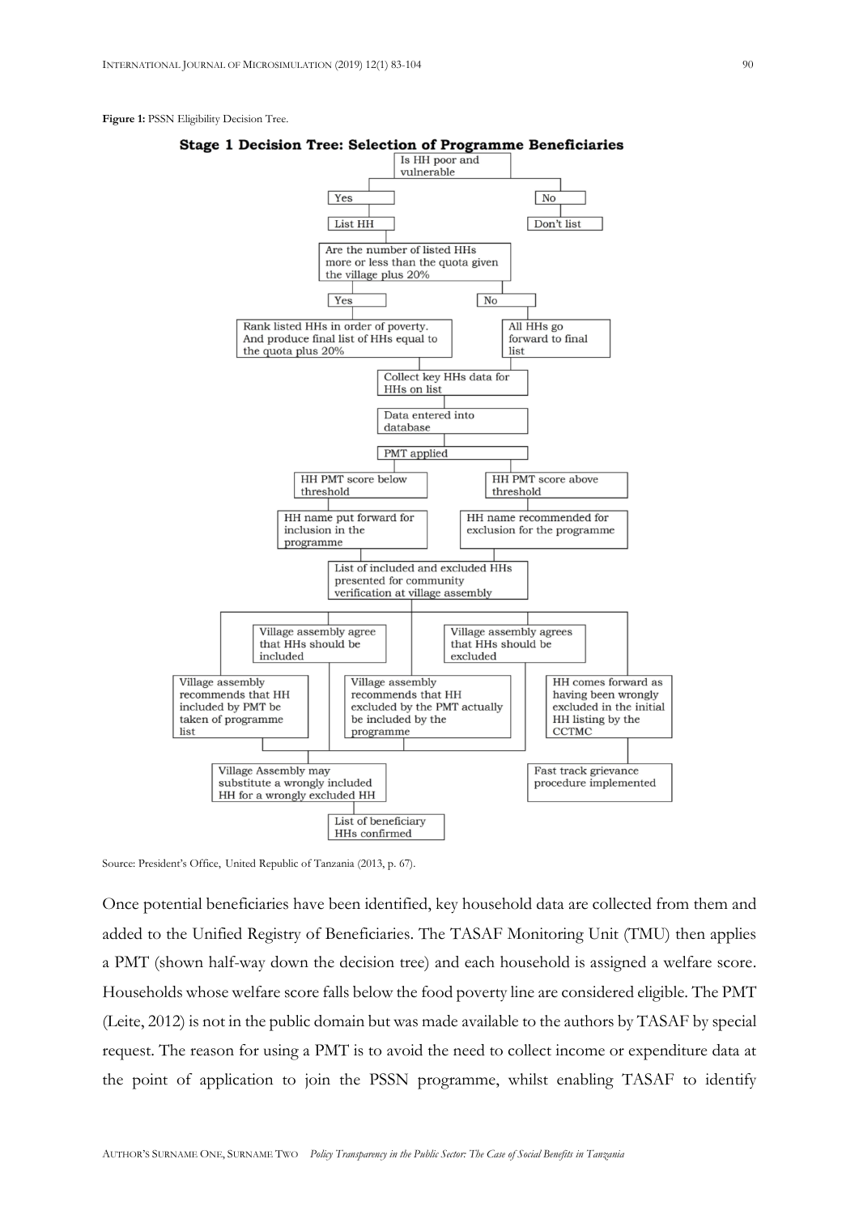**Figure 1:** PSSN Eligibility Decision Tree.

**Stage 1 Decision Tree: Selection of Programme Beneficiaries**

- Is HH poor and vulnerable
  - Yes → List HH
  - No → Don't list
- Are the number of listed HHs more or less than the quota given the village plus 20%
  - Yes → Rank listed HHs in order of poverty. And produce final list of HHs equal to the quota plus 20%
  - No → All HHs go forward to final list
- Collect key HHs data for HHs on list
- Data entered into database
- PMT applied
  - HH PMT score below threshold → HH name put forward for inclusion in the programme
  - HH PMT score above threshold → HH name recommended for exclusion for the programme
- List of included and excluded HHs presented for community verification at village assembly
  - Village assembly agree that HHs should be included
  - Village assembly agrees that HHs should be excluded
  - Village assembly recommends that HH included by PMT be taken of programme list
  - Village assembly recommends that HH excluded by the PMT actually be included by the programme
  - HH comes forward as having been wrongly excluded in the initial HH listing by the CCTMC → Fast track grievance procedure implemented
- Village Assembly may substitute a wrongly included HH for a wrongly excluded HH
- List of beneficiary HHs confirmed

Source: President's Office, United Republic of Tanzania (2013, p. 67).

Once potential beneficiaries have been identified, key household data are collected from them and added to the Unified Registry of Beneficiaries. The TASAF Monitoring Unit (TMU) then applies a PMT (shown half-way down the decision tree) and each household is assigned a welfare score. Households whose welfare score falls below the food poverty line are considered eligible. The PMT (Leite, 2012) is not in the public domain but was made available to the authors by TASAF by special request. The reason for using a PMT is to avoid the need to collect income or expenditure data at the point of application to join the PSSN programme, whilst enabling TASAF to identify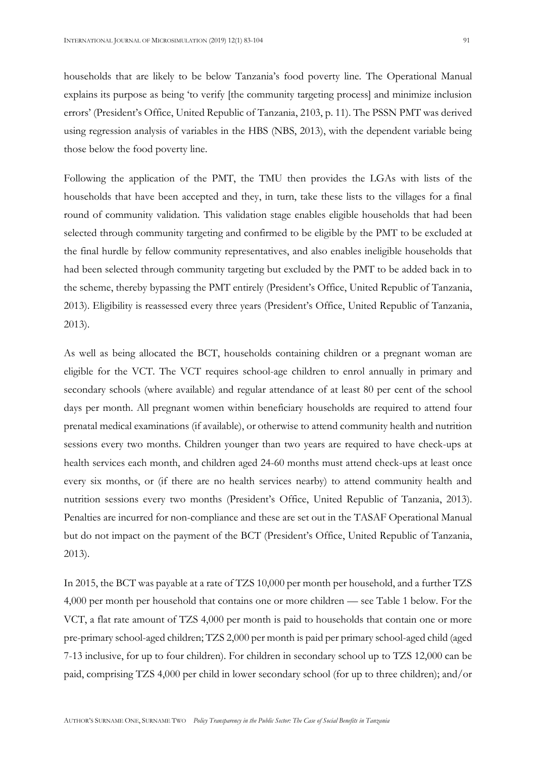households that are likely to be below Tanzania's food poverty line. The Operational Manual explains its purpose as being 'to verify [the community targeting process] and minimize inclusion errors' (President's Office, United Republic of Tanzania, 2103, p. 11). The PSSN PMT was derived using regression analysis of variables in the HBS (NBS, 2013), with the dependent variable being those below the food poverty line.

Following the application of the PMT, the TMU then provides the LGAs with lists of the households that have been accepted and they, in turn, take these lists to the villages for a final round of community validation. This validation stage enables eligible households that had been selected through community targeting and confirmed to be eligible by the PMT to be excluded at the final hurdle by fellow community representatives, and also enables ineligible households that had been selected through community targeting but excluded by the PMT to be added back in to the scheme, thereby bypassing the PMT entirely (President's Office, United Republic of Tanzania, 2013). Eligibility is reassessed every three years (President's Office, United Republic of Tanzania, 2013).

As well as being allocated the BCT, households containing children or a pregnant woman are eligible for the VCT. The VCT requires school-age children to enrol annually in primary and secondary schools (where available) and regular attendance of at least 80 per cent of the school days per month. All pregnant women within beneficiary households are required to attend four prenatal medical examinations (if available), or otherwise to attend community health and nutrition sessions every two months. Children younger than two years are required to have check-ups at health services each month, and children aged 24-60 months must attend check-ups at least once every six months, or (if there are no health services nearby) to attend community health and nutrition sessions every two months (President's Office, United Republic of Tanzania, 2013). Penalties are incurred for non-compliance and these are set out in the TASAF Operational Manual but do not impact on the payment of the BCT (President's Office, United Republic of Tanzania, 2013).

In 2015, the BCT was payable at a rate of TZS 10,000 per month per household, and a further TZS 4,000 per month per household that contains one or more children — see Table 1 below. For the VCT, a flat rate amount of TZS 4,000 per month is paid to households that contain one or more pre-primary school-aged children; TZS 2,000 per month is paid per primary school-aged child (aged 7-13 inclusive, for up to four children). For children in secondary school up to TZS 12,000 can be paid, comprising TZS 4,000 per child in lower secondary school (for up to three children); and/or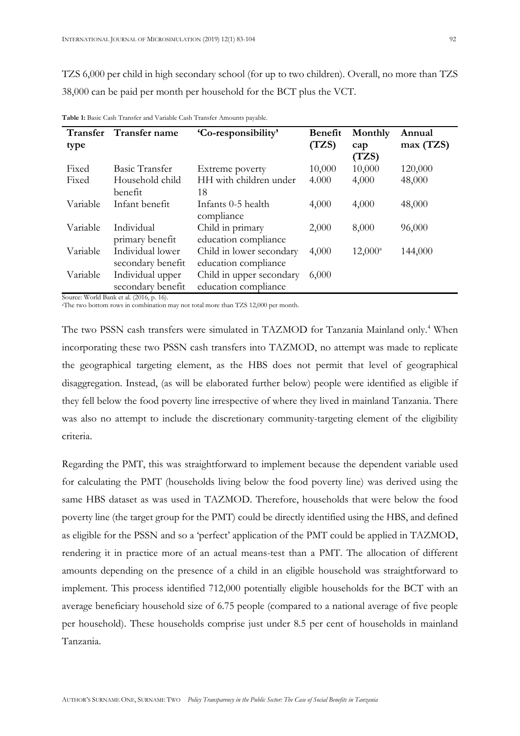TZS 6,000 per child in high secondary school (for up to two children). Overall, no more than TZS 38,000 can be paid per month per household for the BCT plus the VCT.

**Table 1:** Basic Cash Transfer and Variable Cash Transfer Amounts payable.

| Transfer type | Transfer name | 'Co-responsibility' | Benefit (TZS) | Monthly cap (TZS) | Annual max (TZS) |
|---|---|---|---|---|---|
| Fixed | Basic Transfer | Extreme poverty | 10,000 | 10,000 | 120,000 |
| Fixed | Household child benefit | HH with children under 18 | 4.000 | 4,000 | 48,000 |
| Variable | Infant benefit | Infants 0-5 health compliance | 4,000 | 4,000 | 48,000 |
| Variable | Individual primary benefit | Child in primary education compliance | 2,000 | 8,000 | 96,000 |
| Variable | Individual lower secondary benefit | Child in lower secondary education compliance | 4,000 | 12,000[a] | 144,000 |
| Variable | Individual upper secondary benefit | Child in upper secondary education compliance | 6,000 | | |

Source: World Bank et al. (2016, p. 16).
[a]The two bottom rows in combination may not total more than TZS 12,000 per month.

The two PSSN cash transfers were simulated in TAZMOD for Tanzania Mainland only.[4] When incorporating these two PSSN cash transfers into TAZMOD, no attempt was made to replicate the geographical targeting element, as the HBS does not permit that level of geographical disaggregation. Instead, (as will be elaborated further below) people were identified as eligible if they fell below the food poverty line irrespective of where they lived in mainland Tanzania. There was also no attempt to include the discretionary community-targeting element of the eligibility criteria.

Regarding the PMT, this was straightforward to implement because the dependent variable used for calculating the PMT (households living below the food poverty line) was derived using the same HBS dataset as was used in TAZMOD. Therefore, households that were below the food poverty line (the target group for the PMT) could be directly identified using the HBS, and defined as eligible for the PSSN and so a 'perfect' application of the PMT could be applied in TAZMOD, rendering it in practice more of an actual means-test than a PMT. The allocation of different amounts depending on the presence of a child in an eligible household was straightforward to implement. This process identified 712,000 potentially eligible households for the BCT with an average beneficiary household size of 6.75 people (compared to a national average of five people per household). These households comprise just under 8.5 per cent of households in mainland Tanzania.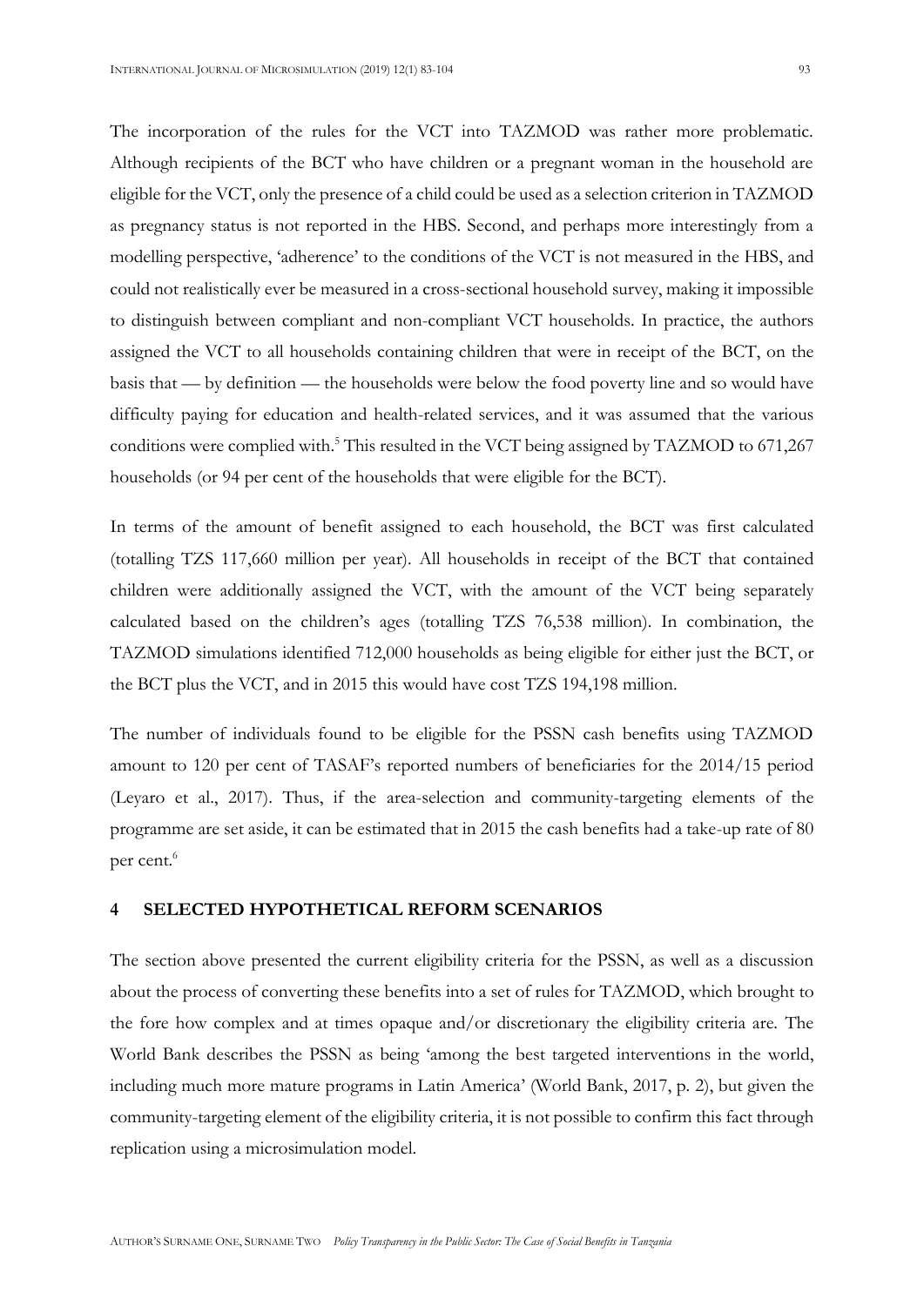The incorporation of the rules for the VCT into TAZMOD was rather more problematic. Although recipients of the BCT who have children or a pregnant woman in the household are eligible for the VCT, only the presence of a child could be used as a selection criterion in TAZMOD as pregnancy status is not reported in the HBS. Second, and perhaps more interestingly from a modelling perspective, 'adherence' to the conditions of the VCT is not measured in the HBS, and could not realistically ever be measured in a cross-sectional household survey, making it impossible to distinguish between compliant and non-compliant VCT households. In practice, the authors assigned the VCT to all households containing children that were in receipt of the BCT, on the basis that — by definition — the households were below the food poverty line and so would have difficulty paying for education and health-related services, and it was assumed that the various conditions were complied with.[5] This resulted in the VCT being assigned by TAZMOD to 671,267 households (or 94 per cent of the households that were eligible for the BCT).

In terms of the amount of benefit assigned to each household, the BCT was first calculated (totalling TZS 117,660 million per year). All households in receipt of the BCT that contained children were additionally assigned the VCT, with the amount of the VCT being separately calculated based on the children's ages (totalling TZS 76,538 million). In combination, the TAZMOD simulations identified 712,000 households as being eligible for either just the BCT, or the BCT plus the VCT, and in 2015 this would have cost TZS 194,198 million.

The number of individuals found to be eligible for the PSSN cash benefits using TAZMOD amount to 120 per cent of TASAF's reported numbers of beneficiaries for the 2014/15 period (Leyaro et al., 2017). Thus, if the area-selection and community-targeting elements of the programme are set aside, it can be estimated that in 2015 the cash benefits had a take-up rate of 80 per cent.[6]

## 4 SELECTED HYPOTHETICAL REFORM SCENARIOS

The section above presented the current eligibility criteria for the PSSN, as well as a discussion about the process of converting these benefits into a set of rules for TAZMOD, which brought to the fore how complex and at times opaque and/or discretionary the eligibility criteria are. The World Bank describes the PSSN as being 'among the best targeted interventions in the world, including much more mature programs in Latin America' (World Bank, 2017, p. 2), but given the community-targeting element of the eligibility criteria, it is not possible to confirm this fact through replication using a microsimulation model.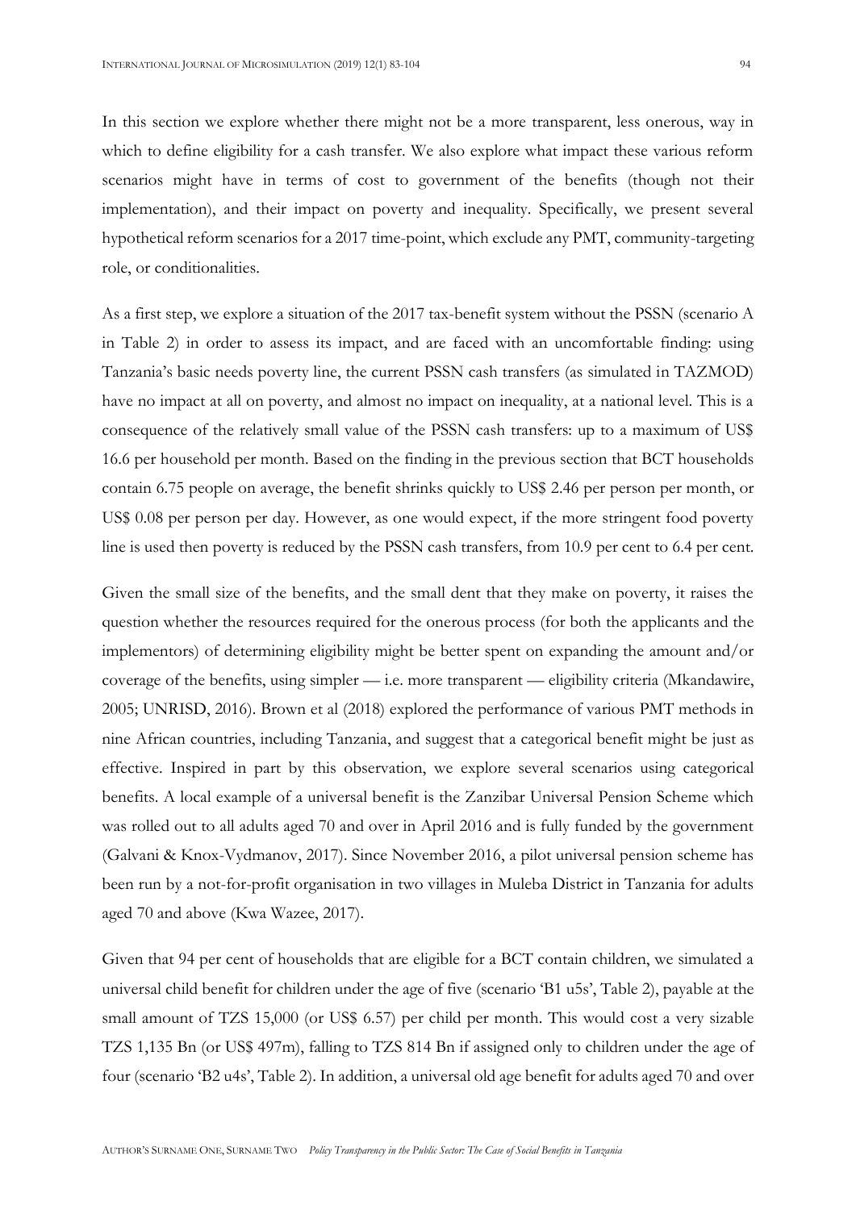In this section we explore whether there might not be a more transparent, less onerous, way in which to define eligibility for a cash transfer. We also explore what impact these various reform scenarios might have in terms of cost to government of the benefits (though not their implementation), and their impact on poverty and inequality. Specifically, we present several hypothetical reform scenarios for a 2017 time-point, which exclude any PMT, community-targeting role, or conditionalities.

As a first step, we explore a situation of the 2017 tax-benefit system without the PSSN (scenario A in Table 2) in order to assess its impact, and are faced with an uncomfortable finding: using Tanzania's basic needs poverty line, the current PSSN cash transfers (as simulated in TAZMOD) have no impact at all on poverty, and almost no impact on inequality, at a national level. This is a consequence of the relatively small value of the PSSN cash transfers: up to a maximum of US$ 16.6 per household per month. Based on the finding in the previous section that BCT households contain 6.75 people on average, the benefit shrinks quickly to US$ 2.46 per person per month, or US$ 0.08 per person per day. However, as one would expect, if the more stringent food poverty line is used then poverty is reduced by the PSSN cash transfers, from 10.9 per cent to 6.4 per cent.

Given the small size of the benefits, and the small dent that they make on poverty, it raises the question whether the resources required for the onerous process (for both the applicants and the implementors) of determining eligibility might be better spent on expanding the amount and/or coverage of the benefits, using simpler — i.e. more transparent — eligibility criteria (Mkandawire, 2005; UNRISD, 2016). Brown et al (2018) explored the performance of various PMT methods in nine African countries, including Tanzania, and suggest that a categorical benefit might be just as effective. Inspired in part by this observation, we explore several scenarios using categorical benefits. A local example of a universal benefit is the Zanzibar Universal Pension Scheme which was rolled out to all adults aged 70 and over in April 2016 and is fully funded by the government (Galvani & Knox-Vydmanov, 2017). Since November 2016, a pilot universal pension scheme has been run by a not-for-profit organisation in two villages in Muleba District in Tanzania for adults aged 70 and above (Kwa Wazee, 2017).

Given that 94 per cent of households that are eligible for a BCT contain children, we simulated a universal child benefit for children under the age of five (scenario 'B1 u5s', Table 2), payable at the small amount of TZS 15,000 (or US$ 6.57) per child per month. This would cost a very sizable TZS 1,135 Bn (or US$ 497m), falling to TZS 814 Bn if assigned only to children under the age of four (scenario 'B2 u4s', Table 2). In addition, a universal old age benefit for adults aged 70 and over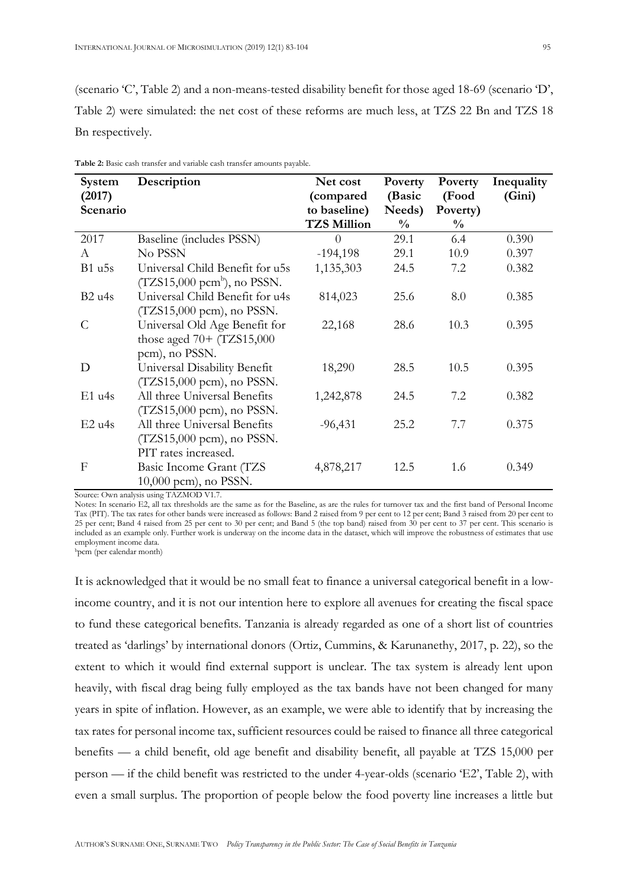(scenario 'C', Table 2) and a non-means-tested disability benefit for those aged 18-69 (scenario 'D', Table 2) were simulated: the net cost of these reforms are much less, at TZS 22 Bn and TZS 18 Bn respectively.

**Table 2:** Basic cash transfer and variable cash transfer amounts payable.

| System (2017) Scenario | Description | Net cost (compared to baseline) TZS Million | Poverty (Basic Needs) % | Poverty (Food Poverty) % | Inequality (Gini) |
|---|---|---|---|---|---|
| 2017 | Baseline (includes PSSN) | 0 | 29.1 | 6.4 | 0.390 |
| A | No PSSN | -194,198 | 29.1 | 10.9 | 0.397 |
| B1 u5s | Universal Child Benefit for u5s (TZS15,000 pcm[b]), no PSSN. | 1,135,303 | 24.5 | 7.2 | 0.382 |
| B2 u4s | Universal Child Benefit for u4s (TZS15,000 pcm), no PSSN. | 814,023 | 25.6 | 8.0 | 0.385 |
| C | Universal Old Age Benefit for those aged 70+ (TZS15,000 pcm), no PSSN. | 22,168 | 28.6 | 10.3 | 0.395 |
| D | Universal Disability Benefit (TZS15,000 pcm), no PSSN. | 18,290 | 28.5 | 10.5 | 0.395 |
| E1 u4s | All three Universal Benefits (TZS15,000 pcm), no PSSN. | 1,242,878 | 24.5 | 7.2 | 0.382 |
| E2 u4s | All three Universal Benefits (TZS15,000 pcm), no PSSN. PIT rates increased. | -96,431 | 25.2 | 7.7 | 0.375 |
| F | Basic Income Grant (TZS 10,000 pcm), no PSSN. | 4,878,217 | 12.5 | 1.6 | 0.349 |

Source: Own analysis using TAZMOD V1.7.

Notes: In scenario E2, all tax thresholds are the same as for the Baseline, as are the rules for turnover tax and the first band of Personal Income Tax (PIT). The tax rates for other bands were increased as follows: Band 2 raised from 9 per cent to 12 per cent; Band 3 raised from 20 per cent to 25 per cent; Band 4 raised from 25 per cent to 30 per cent; and Band 5 (the top band) raised from 30 per cent to 37 per cent. This scenario is included as an example only. Further work is underway on the income data in the dataset, which will improve the robustness of estimates that use employment income data.

[b]pcm (per calendar month)

It is acknowledged that it would be no small feat to finance a universal categorical benefit in a low-income country, and it is not our intention here to explore all avenues for creating the fiscal space to fund these categorical benefits. Tanzania is already regarded as one of a short list of countries treated as 'darlings' by international donors (Ortiz, Cummins, & Karunanethy, 2017, p. 22), so the extent to which it would find external support is unclear. The tax system is already lent upon heavily, with fiscal drag being fully employed as the tax bands have not been changed for many years in spite of inflation. However, as an example, we were able to identify that by increasing the tax rates for personal income tax, sufficient resources could be raised to finance all three categorical benefits — a child benefit, old age benefit and disability benefit, all payable at TZS 15,000 per person — if the child benefit was restricted to the under 4-year-olds (scenario 'E2', Table 2), with even a small surplus. The proportion of people below the food poverty line increases a little but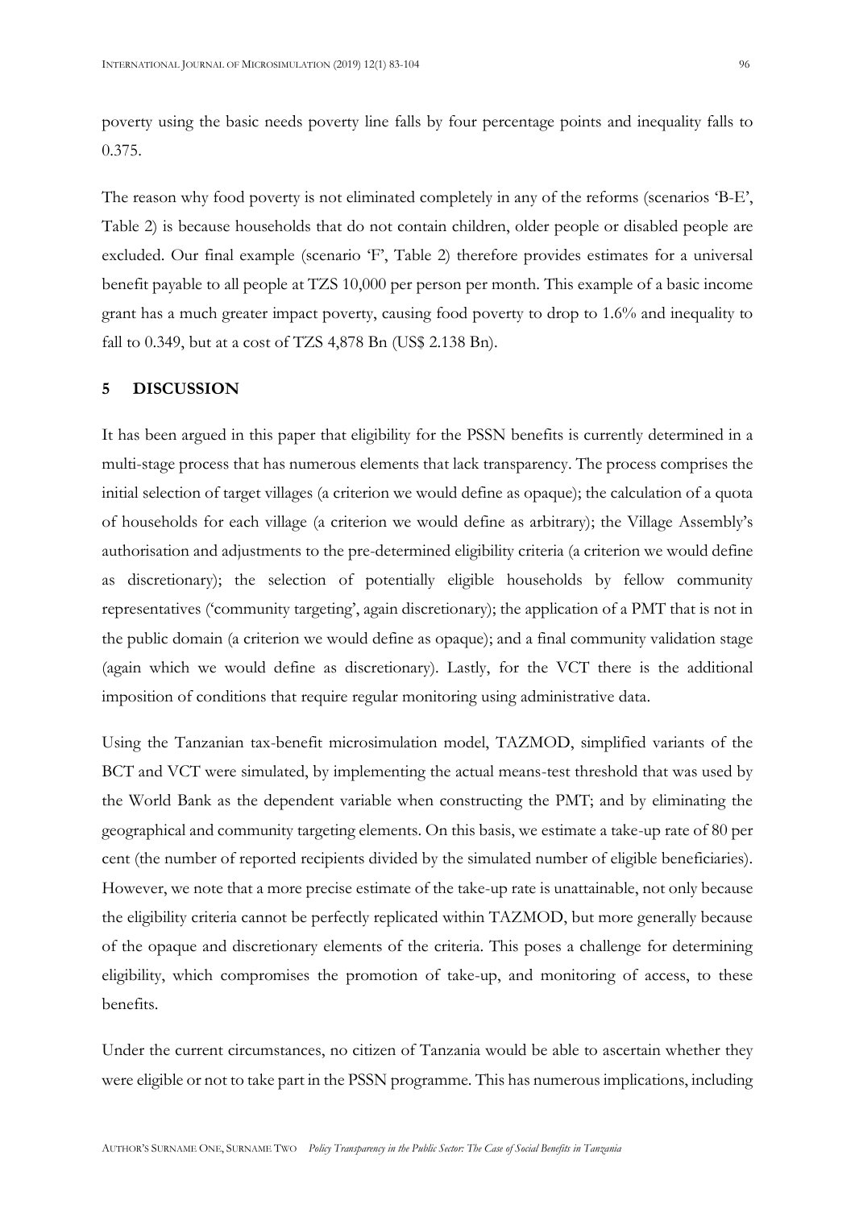poverty using the basic needs poverty line falls by four percentage points and inequality falls to 0.375.

The reason why food poverty is not eliminated completely in any of the reforms (scenarios 'B-E', Table 2) is because households that do not contain children, older people or disabled people are excluded. Our final example (scenario 'F', Table 2) therefore provides estimates for a universal benefit payable to all people at TZS 10,000 per person per month. This example of a basic income grant has a much greater impact poverty, causing food poverty to drop to 1.6% and inequality to fall to 0.349, but at a cost of TZS 4,878 Bn (US$ 2.138 Bn).

## 5 DISCUSSION

It has been argued in this paper that eligibility for the PSSN benefits is currently determined in a multi-stage process that has numerous elements that lack transparency. The process comprises the initial selection of target villages (a criterion we would define as opaque); the calculation of a quota of households for each village (a criterion we would define as arbitrary); the Village Assembly's authorisation and adjustments to the pre-determined eligibility criteria (a criterion we would define as discretionary); the selection of potentially eligible households by fellow community representatives ('community targeting', again discretionary); the application of a PMT that is not in the public domain (a criterion we would define as opaque); and a final community validation stage (again which we would define as discretionary). Lastly, for the VCT there is the additional imposition of conditions that require regular monitoring using administrative data.

Using the Tanzanian tax-benefit microsimulation model, TAZMOD, simplified variants of the BCT and VCT were simulated, by implementing the actual means-test threshold that was used by the World Bank as the dependent variable when constructing the PMT; and by eliminating the geographical and community targeting elements. On this basis, we estimate a take-up rate of 80 per cent (the number of reported recipients divided by the simulated number of eligible beneficiaries). However, we note that a more precise estimate of the take-up rate is unattainable, not only because the eligibility criteria cannot be perfectly replicated within TAZMOD, but more generally because of the opaque and discretionary elements of the criteria. This poses a challenge for determining eligibility, which compromises the promotion of take-up, and monitoring of access, to these benefits.

Under the current circumstances, no citizen of Tanzania would be able to ascertain whether they were eligible or not to take part in the PSSN programme. This has numerous implications, including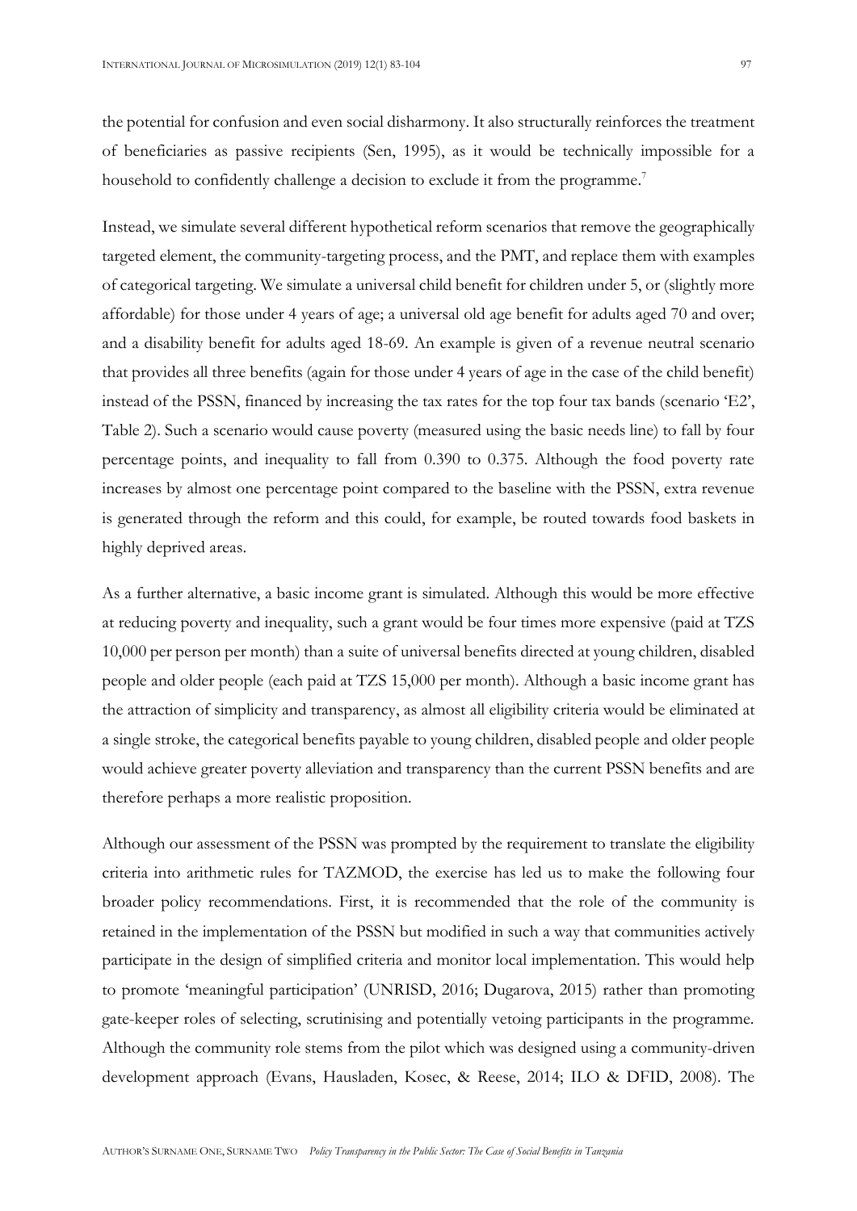the potential for confusion and even social disharmony. It also structurally reinforces the treatment of beneficiaries as passive recipients (Sen, 1995), as it would be technically impossible for a household to confidently challenge a decision to exclude it from the programme.[7]

Instead, we simulate several different hypothetical reform scenarios that remove the geographically targeted element, the community-targeting process, and the PMT, and replace them with examples of categorical targeting. We simulate a universal child benefit for children under 5, or (slightly more affordable) for those under 4 years of age; a universal old age benefit for adults aged 70 and over; and a disability benefit for adults aged 18-69. An example is given of a revenue neutral scenario that provides all three benefits (again for those under 4 years of age in the case of the child benefit) instead of the PSSN, financed by increasing the tax rates for the top four tax bands (scenario 'E2', Table 2). Such a scenario would cause poverty (measured using the basic needs line) to fall by four percentage points, and inequality to fall from 0.390 to 0.375. Although the food poverty rate increases by almost one percentage point compared to the baseline with the PSSN, extra revenue is generated through the reform and this could, for example, be routed towards food baskets in highly deprived areas.

As a further alternative, a basic income grant is simulated. Although this would be more effective at reducing poverty and inequality, such a grant would be four times more expensive (paid at TZS 10,000 per person per month) than a suite of universal benefits directed at young children, disabled people and older people (each paid at TZS 15,000 per month). Although a basic income grant has the attraction of simplicity and transparency, as almost all eligibility criteria would be eliminated at a single stroke, the categorical benefits payable to young children, disabled people and older people would achieve greater poverty alleviation and transparency than the current PSSN benefits and are therefore perhaps a more realistic proposition.

Although our assessment of the PSSN was prompted by the requirement to translate the eligibility criteria into arithmetic rules for TAZMOD, the exercise has led us to make the following four broader policy recommendations. First, it is recommended that the role of the community is retained in the implementation of the PSSN but modified in such a way that communities actively participate in the design of simplified criteria and monitor local implementation. This would help to promote 'meaningful participation' (UNRISD, 2016; Dugarova, 2015) rather than promoting gate-keeper roles of selecting, scrutinising and potentially vetoing participants in the programme. Although the community role stems from the pilot which was designed using a community-driven development approach (Evans, Hausladen, Kosec, & Reese, 2014; ILO & DFID, 2008). The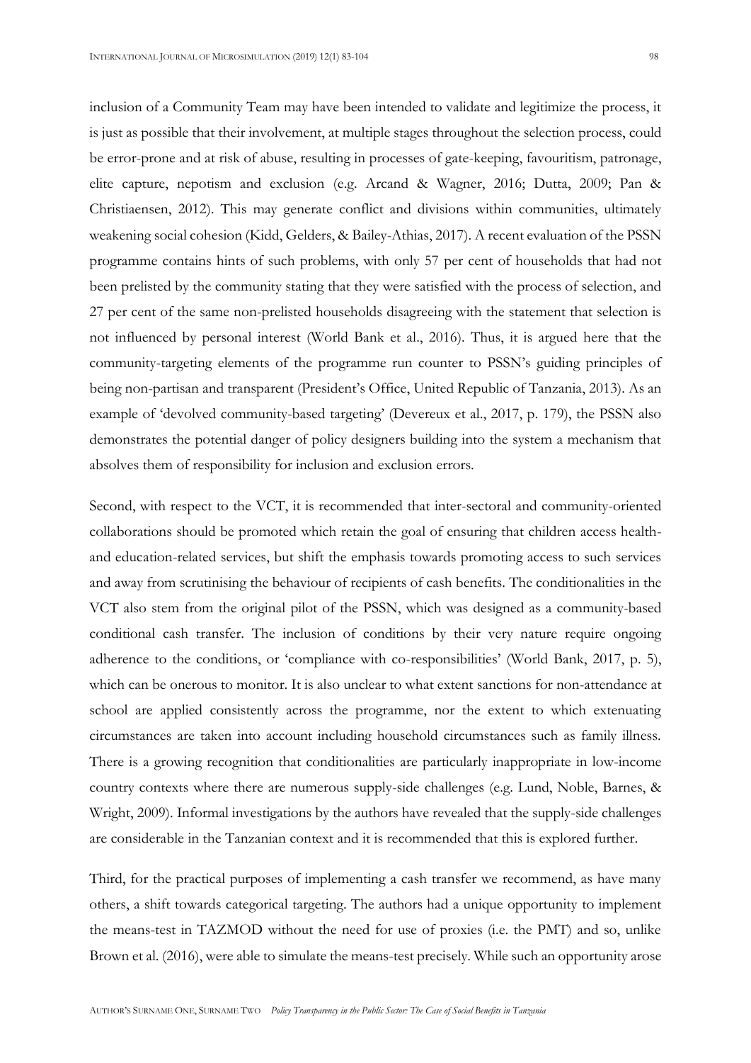inclusion of a Community Team may have been intended to validate and legitimize the process, it is just as possible that their involvement, at multiple stages throughout the selection process, could be error-prone and at risk of abuse, resulting in processes of gate-keeping, favouritism, patronage, elite capture, nepotism and exclusion (e.g. Arcand & Wagner, 2016; Dutta, 2009; Pan & Christiaensen, 2012). This may generate conflict and divisions within communities, ultimately weakening social cohesion (Kidd, Gelders, & Bailey-Athias, 2017). A recent evaluation of the PSSN programme contains hints of such problems, with only 57 per cent of households that had not been prelisted by the community stating that they were satisfied with the process of selection, and 27 per cent of the same non-prelisted households disagreeing with the statement that selection is not influenced by personal interest (World Bank et al., 2016). Thus, it is argued here that the community-targeting elements of the programme run counter to PSSN's guiding principles of being non-partisan and transparent (President's Office, United Republic of Tanzania, 2013). As an example of 'devolved community-based targeting' (Devereux et al., 2017, p. 179), the PSSN also demonstrates the potential danger of policy designers building into the system a mechanism that absolves them of responsibility for inclusion and exclusion errors.

Second, with respect to the VCT, it is recommended that inter-sectoral and community-oriented collaborations should be promoted which retain the goal of ensuring that children access health- and education-related services, but shift the emphasis towards promoting access to such services and away from scrutinising the behaviour of recipients of cash benefits. The conditionalities in the VCT also stem from the original pilot of the PSSN, which was designed as a community-based conditional cash transfer. The inclusion of conditions by their very nature require ongoing adherence to the conditions, or 'compliance with co-responsibilities' (World Bank, 2017, p. 5), which can be onerous to monitor. It is also unclear to what extent sanctions for non-attendance at school are applied consistently across the programme, nor the extent to which extenuating circumstances are taken into account including household circumstances such as family illness. There is a growing recognition that conditionalities are particularly inappropriate in low-income country contexts where there are numerous supply-side challenges (e.g. Lund, Noble, Barnes, & Wright, 2009). Informal investigations by the authors have revealed that the supply-side challenges are considerable in the Tanzanian context and it is recommended that this is explored further.

Third, for the practical purposes of implementing a cash transfer we recommend, as have many others, a shift towards categorical targeting. The authors had a unique opportunity to implement the means-test in TAZMOD without the need for use of proxies (i.e. the PMT) and so, unlike Brown et al. (2016), were able to simulate the means-test precisely. While such an opportunity arose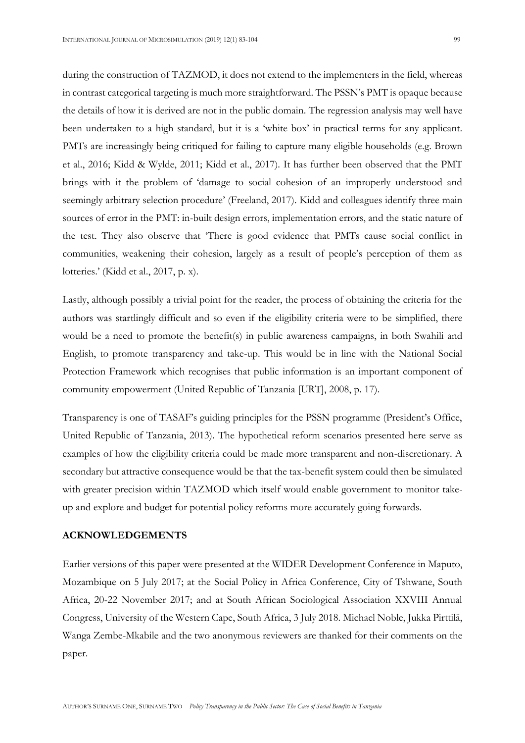during the construction of TAZMOD, it does not extend to the implementers in the field, whereas in contrast categorical targeting is much more straightforward. The PSSN's PMT is opaque because the details of how it is derived are not in the public domain. The regression analysis may well have been undertaken to a high standard, but it is a 'white box' in practical terms for any applicant. PMTs are increasingly being critiqued for failing to capture many eligible households (e.g. Brown et al., 2016; Kidd & Wylde, 2011; Kidd et al., 2017). It has further been observed that the PMT brings with it the problem of 'damage to social cohesion of an improperly understood and seemingly arbitrary selection procedure' (Freeland, 2017). Kidd and colleagues identify three main sources of error in the PMT: in-built design errors, implementation errors, and the static nature of the test. They also observe that 'There is good evidence that PMTs cause social conflict in communities, weakening their cohesion, largely as a result of people's perception of them as lotteries.' (Kidd et al., 2017, p. x).

Lastly, although possibly a trivial point for the reader, the process of obtaining the criteria for the authors was startlingly difficult and so even if the eligibility criteria were to be simplified, there would be a need to promote the benefit(s) in public awareness campaigns, in both Swahili and English, to promote transparency and take-up. This would be in line with the National Social Protection Framework which recognises that public information is an important component of community empowerment (United Republic of Tanzania [URT], 2008, p. 17).

Transparency is one of TASAF's guiding principles for the PSSN programme (President's Office, United Republic of Tanzania, 2013). The hypothetical reform scenarios presented here serve as examples of how the eligibility criteria could be made more transparent and non-discretionary. A secondary but attractive consequence would be that the tax-benefit system could then be simulated with greater precision within TAZMOD which itself would enable government to monitor take-up and explore and budget for potential policy reforms more accurately going forwards.

## ACKNOWLEDGEMENTS

Earlier versions of this paper were presented at the WIDER Development Conference in Maputo, Mozambique on 5 July 2017; at the Social Policy in Africa Conference, City of Tshwane, South Africa, 20-22 November 2017; and at South African Sociological Association XXVIII Annual Congress, University of the Western Cape, South Africa, 3 July 2018. Michael Noble, Jukka Pirttilä, Wanga Zembe-Mkabile and the two anonymous reviewers are thanked for their comments on the paper.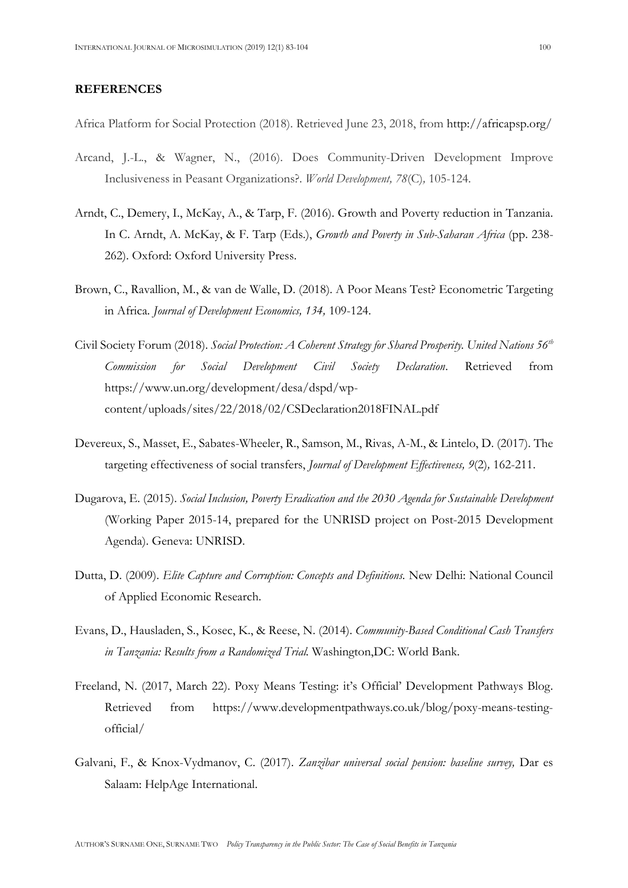**REFERENCES**

Africa Platform for Social Protection (2018). Retrieved June 23, 2018, from http://africapsp.org/

Arcand, J.-L., & Wagner, N., (2016). Does Community-Driven Development Improve Inclusiveness in Peasant Organizations?. *World Development, 78*(C), 105-124.

Arndt, C., Demery, I., McKay, A., & Tarp, F. (2016). Growth and Poverty reduction in Tanzania. In C. Arndt, A. McKay, & F. Tarp (Eds.), *Growth and Poverty in Sub-Saharan Africa* (pp. 238-262). Oxford: Oxford University Press.

Brown, C., Ravallion, M., & van de Walle, D. (2018). A Poor Means Test? Econometric Targeting in Africa. *Journal of Development Economics, 134,* 109-124.

Civil Society Forum (2018). *Social Protection: A Coherent Strategy for Shared Prosperity. United Nations 56th Commission for Social Development Civil Society Declaration*. Retrieved from https://www.un.org/development/desa/dspd/wp-content/uploads/sites/22/2018/02/CSDeclaration2018FINAL.pdf

Devereux, S., Masset, E., Sabates-Wheeler, R., Samson, M., Rivas, A-M., & Lintelo, D. (2017). The targeting effectiveness of social transfers, *Journal of Development Effectiveness, 9*(2), 162-211.

Dugarova, E. (2015). *Social Inclusion, Poverty Eradication and the 2030 Agenda for Sustainable Development* (Working Paper 2015-14, prepared for the UNRISD project on Post-2015 Development Agenda). Geneva: UNRISD.

Dutta, D. (2009). *Elite Capture and Corruption: Concepts and Definitions.* New Delhi: National Council of Applied Economic Research.

Evans, D., Hausladen, S., Kosec, K., & Reese, N. (2014). *Community-Based Conditional Cash Transfers in Tanzania: Results from a Randomized Trial.* Washington,DC: World Bank.

Freeland, N. (2017, March 22). Poxy Means Testing: it's Official' Development Pathways Blog. Retrieved from https://www.developmentpathways.co.uk/blog/poxy-means-testing-official/

Galvani, F., & Knox-Vydmanov, C. (2017). *Zanzibar universal social pension: baseline survey,* Dar es Salaam: HelpAge International.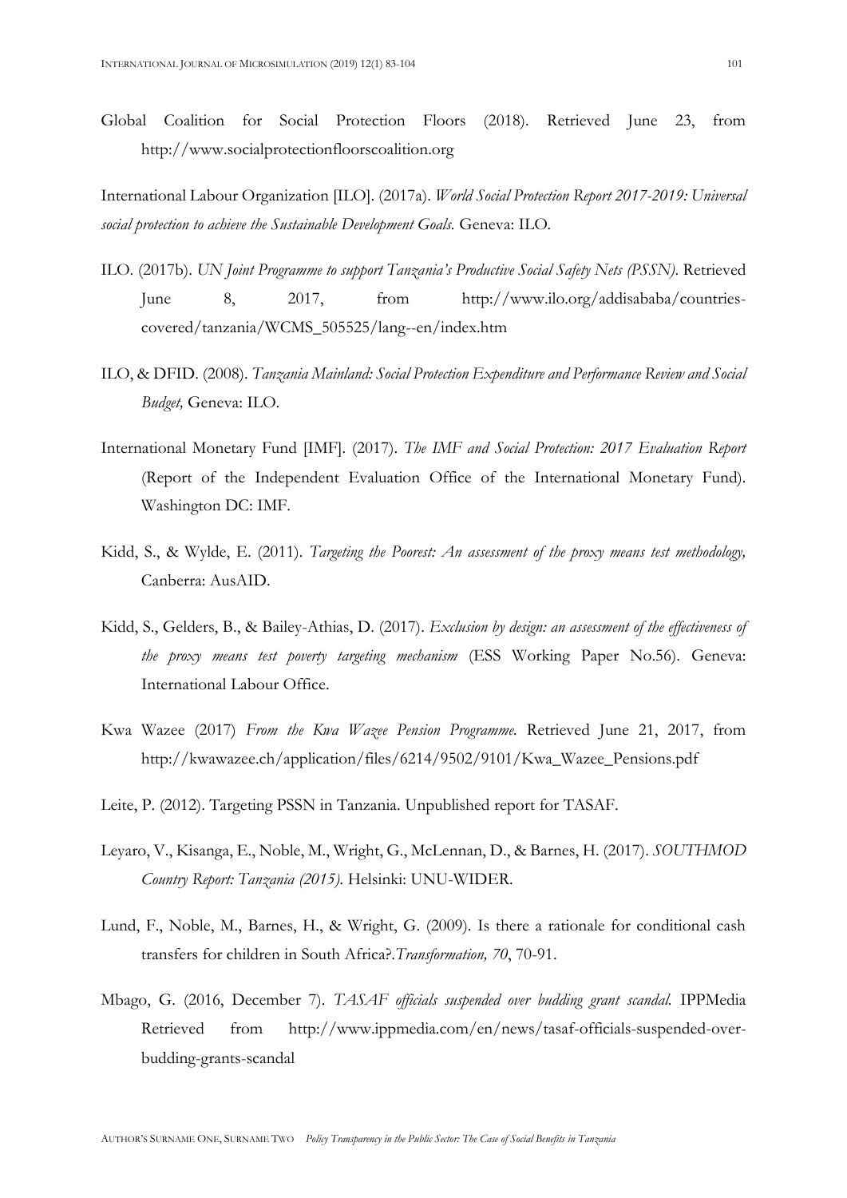Global Coalition for Social Protection Floors (2018). Retrieved June 23, from http://www.socialprotectionfloorscoalition.org

International Labour Organization [ILO]. (2017a). *World Social Protection Report 2017-2019: Universal social protection to achieve the Sustainable Development Goals.* Geneva: ILO.

ILO. (2017b). *UN Joint Programme to support Tanzania's Productive Social Safety Nets (PSSN).* Retrieved June 8, 2017, from http://www.ilo.org/addisababa/countries-covered/tanzania/WCMS_505525/lang--en/index.htm

ILO, & DFID. (2008). *Tanzania Mainland: Social Protection Expenditure and Performance Review and Social Budget,* Geneva: ILO.

International Monetary Fund [IMF]. (2017). *The IMF and Social Protection: 2017 Evaluation Report* (Report of the Independent Evaluation Office of the International Monetary Fund). Washington DC: IMF.

Kidd, S., & Wylde, E. (2011). *Targeting the Poorest: An assessment of the proxy means test methodology,* Canberra: AusAID.

Kidd, S., Gelders, B., & Bailey-Athias, D. (2017). *Exclusion by design: an assessment of the effectiveness of the proxy means test poverty targeting mechanism* (ESS Working Paper No.56). Geneva: International Labour Office.

Kwa Wazee (2017) *From the Kwa Wazee Pension Programme.* Retrieved June 21, 2017, from http://kwawazee.ch/application/files/6214/9502/9101/Kwa_Wazee_Pensions.pdf

Leite, P. (2012). Targeting PSSN in Tanzania. Unpublished report for TASAF.

Leyaro, V., Kisanga, E., Noble, M., Wright, G., McLennan, D., & Barnes, H. (2017). *SOUTHMOD Country Report: Tanzania (2015).* Helsinki: UNU-WIDER.

Lund, F., Noble, M., Barnes, H., & Wright, G. (2009). Is there a rationale for conditional cash transfers for children in South Africa?.*Transformation, 70*, 70-91.

Mbago, G. (2016, December 7). *TASAF officials suspended over budding grant scandal.* IPPMedia Retrieved from http://www.ippmedia.com/en/news/tasaf-officials-suspended-over-budding-grants-scandal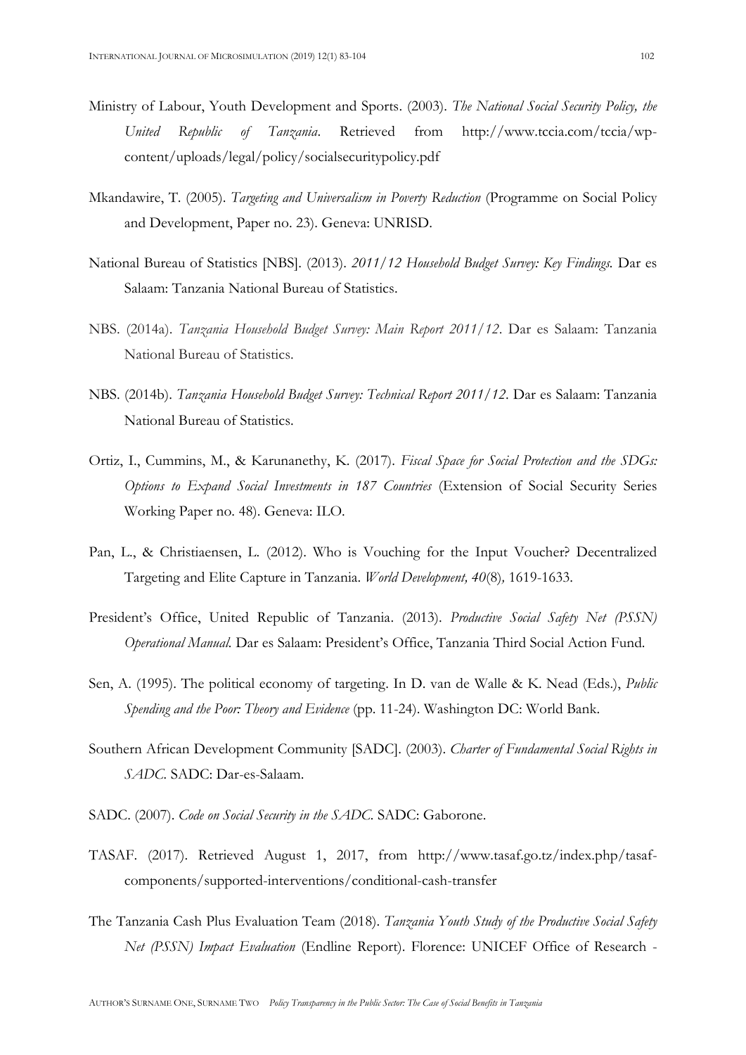Ministry of Labour, Youth Development and Sports. (2003). *The National Social Security Policy, the United Republic of Tanzania*. Retrieved from http://www.tccia.com/tccia/wp-content/uploads/legal/policy/socialsecuritypolicy.pdf

Mkandawire, T. (2005). *Targeting and Universalism in Poverty Reduction* (Programme on Social Policy and Development, Paper no. 23). Geneva: UNRISD.

National Bureau of Statistics [NBS]. (2013). *2011/12 Household Budget Survey: Key Findings.* Dar es Salaam: Tanzania National Bureau of Statistics.

NBS. (2014a). *Tanzania Household Budget Survey: Main Report 2011/12*. Dar es Salaam: Tanzania National Bureau of Statistics.

NBS. (2014b). *Tanzania Household Budget Survey: Technical Report 2011/12*. Dar es Salaam: Tanzania National Bureau of Statistics.

Ortiz, I., Cummins, M., & Karunanethy, K. (2017). *Fiscal Space for Social Protection and the SDGs: Options to Expand Social Investments in 187 Countries* (Extension of Social Security Series Working Paper no. 48). Geneva: ILO.

Pan, L., & Christiaensen, L. (2012). Who is Vouching for the Input Voucher? Decentralized Targeting and Elite Capture in Tanzania. *World Development, 40*(8), 1619-1633.

President's Office, United Republic of Tanzania. (2013). *Productive Social Safety Net (PSSN) Operational Manual.* Dar es Salaam: President's Office, Tanzania Third Social Action Fund.

Sen, A. (1995). The political economy of targeting. In D. van de Walle & K. Nead (Eds.), *Public Spending and the Poor: Theory and Evidence* (pp. 11-24). Washington DC: World Bank.

Southern African Development Community [SADC]. (2003). *Charter of Fundamental Social Rights in SADC.* SADC: Dar-es-Salaam.

SADC. (2007). *Code on Social Security in the SADC.* SADC: Gaborone.

TASAF. (2017). Retrieved August 1, 2017, from http://www.tasaf.go.tz/index.php/tasaf-components/supported-interventions/conditional-cash-transfer

The Tanzania Cash Plus Evaluation Team (2018). *Tanzania Youth Study of the Productive Social Safety Net (PSSN) Impact Evaluation* (Endline Report). Florence: UNICEF Office of Research -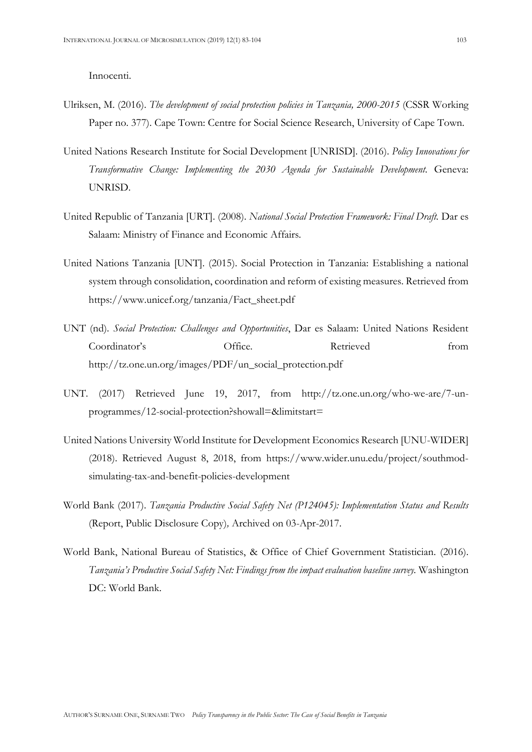Innocenti.

Ulriksen, M. (2016). *The development of social protection policies in Tanzania, 2000-2015* (CSSR Working Paper no. 377). Cape Town: Centre for Social Science Research, University of Cape Town.

United Nations Research Institute for Social Development [UNRISD]. (2016). *Policy Innovations for Transformative Change: Implementing the 2030 Agenda for Sustainable Development.* Geneva: UNRISD.

United Republic of Tanzania [URT]. (2008). *National Social Protection Framework: Final Draft.* Dar es Salaam: Ministry of Finance and Economic Affairs.

United Nations Tanzania [UNT]. (2015). Social Protection in Tanzania: Establishing a national system through consolidation, coordination and reform of existing measures. Retrieved from https://www.unicef.org/tanzania/Fact_sheet.pdf

UNT (nd). *Social Protection: Challenges and Opportunities*, Dar es Salaam: United Nations Resident Coordinator's Office. Retrieved from http://tz.one.un.org/images/PDF/un_social_protection.pdf

UNT. (2017) Retrieved June 19, 2017, from http://tz.one.un.org/who-we-are/7-un-programmes/12-social-protection?showall=&limitstart=

United Nations University World Institute for Development Economics Research [UNU-WIDER] (2018). Retrieved August 8, 2018, from https://www.wider.unu.edu/project/southmod-simulating-tax-and-benefit-policies-development

World Bank (2017). *Tanzania Productive Social Safety Net (P124045): Implementation Status and Results* (Report, Public Disclosure Copy), Archived on 03-Apr-2017.

World Bank, National Bureau of Statistics, & Office of Chief Government Statistician. (2016). *Tanzania's Productive Social Safety Net: Findings from the impact evaluation baseline survey.* Washington DC: World Bank.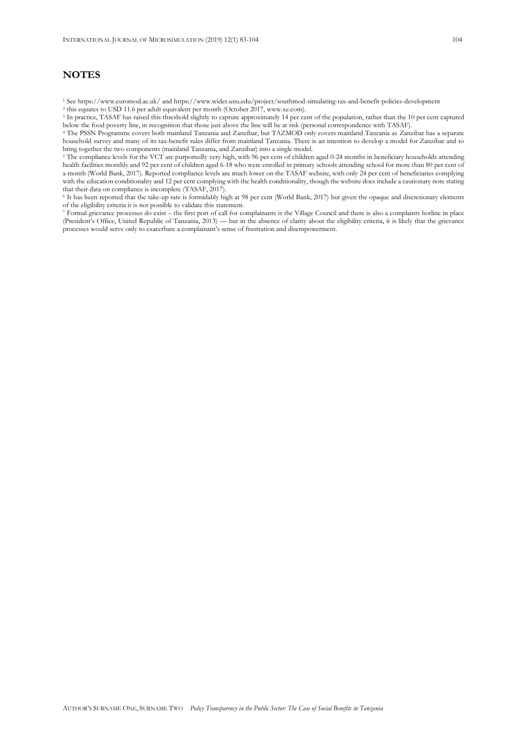# NOTES

[1] See https://www.euromod.ac.uk/ and https://www.wider.unu.edu/project/southmod-simulating-tax-and-benefit-policies-development

[2] this equates to USD 11.6 per adult equivalent per month (October 2017, www.xe.com).

[3] In practice, TASAF has raised this threshold slightly to capture approximately 14 per cent of the population, rather than the 10 per cent captured below the food poverty line, in recognition that those just above the line will be at risk (personal correspondence with TASAF).

[4] The PSSN Programme covers both mainland Tanzania and Zanzibar, but TAZMOD only covers mainland Tanzania as Zanzibar has a separate household survey and many of its tax-benefit rules differ from mainland Tanzania. There is an intention to develop a model for Zanzibar and to bring together the two components (mainland Tanzania, and Zanzibar) into a single model.

[5] The compliance levels for the VCT are purportedly very high, with 96 per cent of children aged 0-24 months in beneficiary households attending health facilities monthly and 92 per cent of children aged 6-18 who were enrolled in primary schools attending school for more than 80 per cent of a month (World Bank, 2017). Reported compliance levels are much lower on the TASAF website, with only 24 per cent of beneficiaries complying with the education conditionality and 12 per cent complying with the health conditionality, though the website does include a cautionary note stating that their data on compliance is incomplete (TASAF, 2017).

[6] It has been reported that the take-up rate is formidably high at 98 per cent (World Bank, 2017) but given the opaque and discretionary elements of the eligibility criteria it is not possible to validate this statement.

[7] Formal grievance processes do exist – the first port of call for complainants is the Village Council and there is also a complaints hotline in place (President's Office, United Republic of Tanzania, 2013) — but in the absence of clarity about the eligibility criteria, it is likely that the grievance processes would serve only to exacerbate a complainant's sense of frustration and disempowerment.